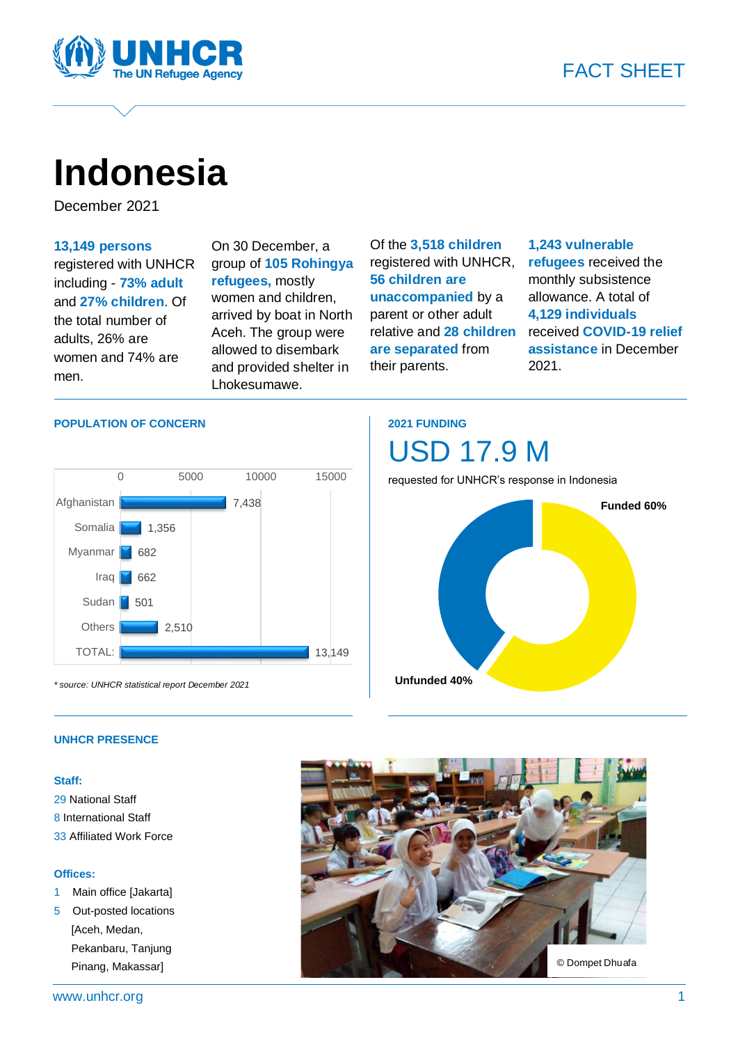FACT SHEET

# Indonesia

December 2021

**13,149 persons** registered with UNHCR including - **73% adult** and **27% children**. Of the total number of adults, 26% are women and 74% are men.

On 30 December, a group of **105 Rohingya refugees,** mostly women and children, arrived by boat in North Aceh. The group were allowed to disembark and provided shelter in Lhokesumawe.

Of the **3,518 children** registered with UNHCR, **56 children are unaccompanied** by a parent or other adult relative and **28 children are separated** from their parents.

**1,243 vulnerable refugees** received the monthly subsistence allowance. A total of **4,129 individuals** received **COVID-19 relief assistance** in December 2021.

## POPULATION OF CONCERN

| Country | Persons |
|---|---|
| Afghanistan | 7,438 |
| Somalia | 1,356 |
| Myanmar | 682 |
| Iraq | 662 |
| Sudan | 501 |
| Others | 2,510 |
| TOTAL: | 13,149 |

*\* source: UNHCR statistical report December 2021*

## 2021 FUNDING

USD 17.9 M

requested for UNHCR's response in Indonesia

Funded 60%

Unfunded 40%

## UNHCR PRESENCE

**Staff:**

29 National Staff
8 International Staff
33 Affiliated Work Force

**Offices:**

1 Main office [Jakarta]
5 Out-posted locations [Aceh, Medan, Pekanbaru, Tanjung Pinang, Makassar]

© Dompet Dhuafa

www.unhcr.org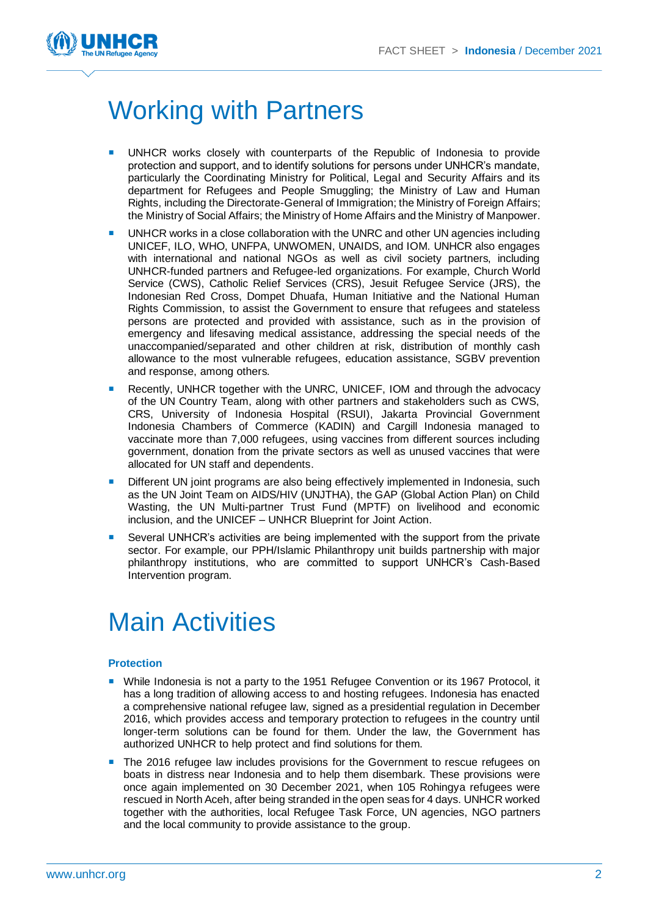# Working with Partners

- UNHCR works closely with counterparts of the Republic of Indonesia to provide protection and support, and to identify solutions for persons under UNHCR's mandate, particularly the Coordinating Ministry for Political, Legal and Security Affairs and its department for Refugees and People Smuggling; the Ministry of Law and Human Rights, including the Directorate-General of Immigration; the Ministry of Foreign Affairs; the Ministry of Social Affairs; the Ministry of Home Affairs and the Ministry of Manpower.
- UNHCR works in a close collaboration with the UNRC and other UN agencies including UNICEF, ILO, WHO, UNFPA, UNWOMEN, UNAIDS, and IOM. UNHCR also engages with international and national NGOs as well as civil society partners, including UNHCR-funded partners and Refugee-led organizations. For example, Church World Service (CWS), Catholic Relief Services (CRS), Jesuit Refugee Service (JRS), the Indonesian Red Cross, Dompet Dhuafa, Human Initiative and the National Human Rights Commission, to assist the Government to ensure that refugees and stateless persons are protected and provided with assistance, such as in the provision of emergency and lifesaving medical assistance, addressing the special needs of the unaccompanied/separated and other children at risk, distribution of monthly cash allowance to the most vulnerable refugees, education assistance, SGBV prevention and response, among others.
- Recently, UNHCR together with the UNRC, UNICEF, IOM and through the advocacy of the UN Country Team, along with other partners and stakeholders such as CWS, CRS, University of Indonesia Hospital (RSUI), Jakarta Provincial Government Indonesia Chambers of Commerce (KADIN) and Cargill Indonesia managed to vaccinate more than 7,000 refugees, using vaccines from different sources including government, donation from the private sectors as well as unused vaccines that were allocated for UN staff and dependents.
- Different UN joint programs are also being effectively implemented in Indonesia, such as the UN Joint Team on AIDS/HIV (UNJTHA), the GAP (Global Action Plan) on Child Wasting, the UN Multi-partner Trust Fund (MPTF) on livelihood and economic inclusion, and the UNICEF – UNHCR Blueprint for Joint Action.
- Several UNHCR's activities are being implemented with the support from the private sector. For example, our PPH/Islamic Philanthropy unit builds partnership with major philanthropy institutions, who are committed to support UNHCR's Cash-Based Intervention program.

# Main Activities

### Protection

- While Indonesia is not a party to the 1951 Refugee Convention or its 1967 Protocol, it has a long tradition of allowing access to and hosting refugees. Indonesia has enacted a comprehensive national refugee law, signed as a presidential regulation in December 2016, which provides access and temporary protection to refugees in the country until longer-term solutions can be found for them. Under the law, the Government has authorized UNHCR to help protect and find solutions for them.
- The 2016 refugee law includes provisions for the Government to rescue refugees on boats in distress near Indonesia and to help them disembark. These provisions were once again implemented on 30 December 2021, when 105 Rohingya refugees were rescued in North Aceh, after being stranded in the open seas for 4 days. UNHCR worked together with the authorities, local Refugee Task Force, UN agencies, NGO partners and the local community to provide assistance to the group.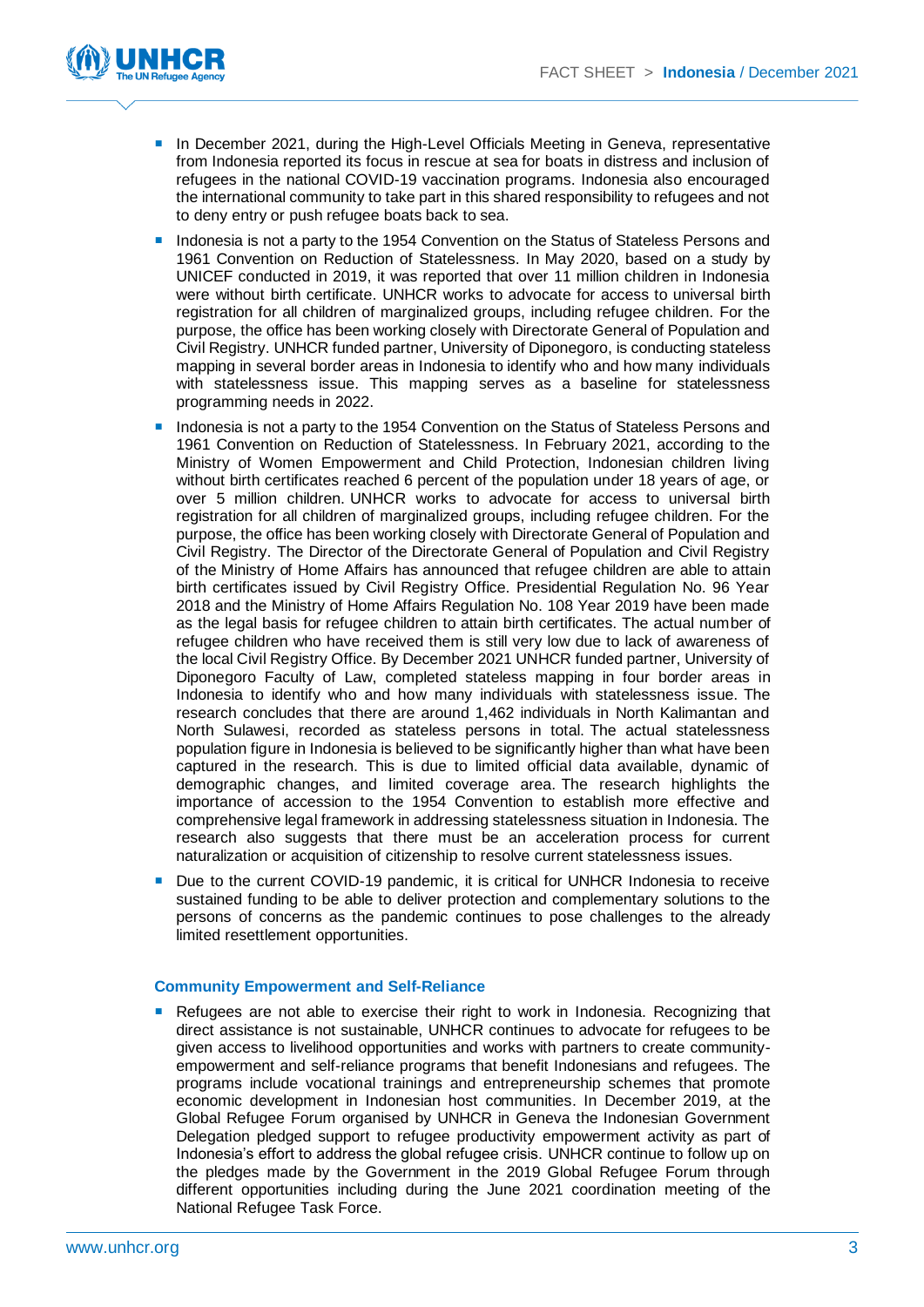- In December 2021, during the High-Level Officials Meeting in Geneva, representative from Indonesia reported its focus in rescue at sea for boats in distress and inclusion of refugees in the national COVID-19 vaccination programs. Indonesia also encouraged the international community to take part in this shared responsibility to refugees and not to deny entry or push refugee boats back to sea.
- Indonesia is not a party to the 1954 Convention on the Status of Stateless Persons and 1961 Convention on Reduction of Statelessness. In May 2020, based on a study by UNICEF conducted in 2019, it was reported that over 11 million children in Indonesia were without birth certificate. UNHCR works to advocate for access to universal birth registration for all children of marginalized groups, including refugee children. For the purpose, the office has been working closely with Directorate General of Population and Civil Registry. UNHCR funded partner, University of Diponegoro, is conducting stateless mapping in several border areas in Indonesia to identify who and how many individuals with statelessness issue. This mapping serves as a baseline for statelessness programming needs in 2022.
- Indonesia is not a party to the 1954 Convention on the Status of Stateless Persons and 1961 Convention on Reduction of Statelessness. In February 2021, according to the Ministry of Women Empowerment and Child Protection, Indonesian children living without birth certificates reached 6 percent of the population under 18 years of age, or over 5 million children. UNHCR works to advocate for access to universal birth registration for all children of marginalized groups, including refugee children. For the purpose, the office has been working closely with Directorate General of Population and Civil Registry. The Director of the Directorate General of Population and Civil Registry of the Ministry of Home Affairs has announced that refugee children are able to attain birth certificates issued by Civil Registry Office. Presidential Regulation No. 96 Year 2018 and the Ministry of Home Affairs Regulation No. 108 Year 2019 have been made as the legal basis for refugee children to attain birth certificates. The actual number of refugee children who have received them is still very low due to lack of awareness of the local Civil Registry Office. By December 2021 UNHCR funded partner, University of Diponegoro Faculty of Law, completed stateless mapping in four border areas in Indonesia to identify who and how many individuals with statelessness issue. The research concludes that there are around 1,462 individuals in North Kalimantan and North Sulawesi, recorded as stateless persons in total. The actual statelessness population figure in Indonesia is believed to be significantly higher than what have been captured in the research. This is due to limited official data available, dynamic of demographic changes, and limited coverage area. The research highlights the importance of accession to the 1954 Convention to establish more effective and comprehensive legal framework in addressing statelessness situation in Indonesia. The research also suggests that there must be an acceleration process for current naturalization or acquisition of citizenship to resolve current statelessness issues.
- Due to the current COVID-19 pandemic, it is critical for UNHCR Indonesia to receive sustained funding to be able to deliver protection and complementary solutions to the persons of concerns as the pandemic continues to pose challenges to the already limited resettlement opportunities.

### Community Empowerment and Self-Reliance

- Refugees are not able to exercise their right to work in Indonesia. Recognizing that direct assistance is not sustainable, UNHCR continues to advocate for refugees to be given access to livelihood opportunities and works with partners to create community-empowerment and self-reliance programs that benefit Indonesians and refugees. The programs include vocational trainings and entrepreneurship schemes that promote economic development in Indonesian host communities. In December 2019, at the Global Refugee Forum organised by UNHCR in Geneva the Indonesian Government Delegation pledged support to refugee productivity empowerment activity as part of Indonesia's effort to address the global refugee crisis. UNHCR continue to follow up on the pledges made by the Government in the 2019 Global Refugee Forum through different opportunities including during the June 2021 coordination meeting of the National Refugee Task Force.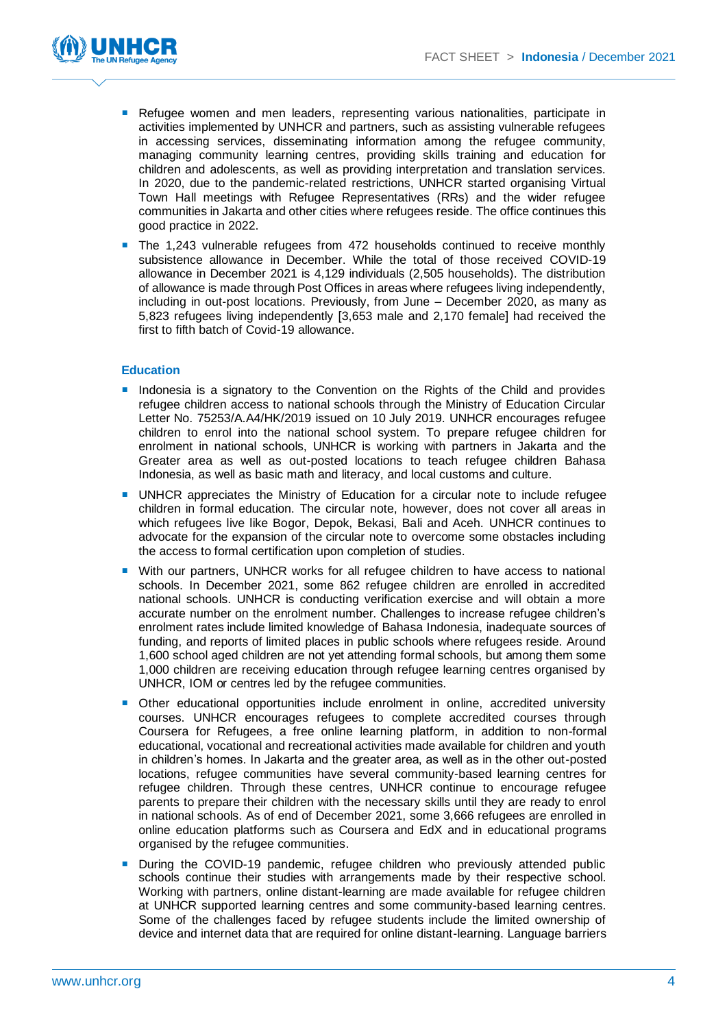- Refugee women and men leaders, representing various nationalities, participate in activities implemented by UNHCR and partners, such as assisting vulnerable refugees in accessing services, disseminating information among the refugee community, managing community learning centres, providing skills training and education for children and adolescents, as well as providing interpretation and translation services. In 2020, due to the pandemic-related restrictions, UNHCR started organising Virtual Town Hall meetings with Refugee Representatives (RRs) and the wider refugee communities in Jakarta and other cities where refugees reside. The office continues this good practice in 2022.
- The 1,243 vulnerable refugees from 472 households continued to receive monthly subsistence allowance in December. While the total of those received COVID-19 allowance in December 2021 is 4,129 individuals (2,505 households). The distribution of allowance is made through Post Offices in areas where refugees living independently, including in out-post locations. Previously, from June – December 2020, as many as 5,823 refugees living independently [3,653 male and 2,170 female] had received the first to fifth batch of Covid-19 allowance.

### Education

- Indonesia is a signatory to the Convention on the Rights of the Child and provides refugee children access to national schools through the Ministry of Education Circular Letter No. 75253/A.A4/HK/2019 issued on 10 July 2019. UNHCR encourages refugee children to enrol into the national school system. To prepare refugee children for enrolment in national schools, UNHCR is working with partners in Jakarta and the Greater area as well as out-posted locations to teach refugee children Bahasa Indonesia, as well as basic math and literacy, and local customs and culture.
- UNHCR appreciates the Ministry of Education for a circular note to include refugee children in formal education. The circular note, however, does not cover all areas in which refugees live like Bogor, Depok, Bekasi, Bali and Aceh. UNHCR continues to advocate for the expansion of the circular note to overcome some obstacles including the access to formal certification upon completion of studies.
- With our partners, UNHCR works for all refugee children to have access to national schools. In December 2021, some 862 refugee children are enrolled in accredited national schools. UNHCR is conducting verification exercise and will obtain a more accurate number on the enrolment number. Challenges to increase refugee children's enrolment rates include limited knowledge of Bahasa Indonesia, inadequate sources of funding, and reports of limited places in public schools where refugees reside. Around 1,600 school aged children are not yet attending formal schools, but among them some 1,000 children are receiving education through refugee learning centres organised by UNHCR, IOM or centres led by the refugee communities.
- Other educational opportunities include enrolment in online, accredited university courses. UNHCR encourages refugees to complete accredited courses through Coursera for Refugees, a free online learning platform, in addition to non-formal educational, vocational and recreational activities made available for children and youth in children's homes. In Jakarta and the greater area, as well as in the other out-posted locations, refugee communities have several community-based learning centres for refugee children. Through these centres, UNHCR continue to encourage refugee parents to prepare their children with the necessary skills until they are ready to enrol in national schools. As of end of December 2021, some 3,666 refugees are enrolled in online education platforms such as Coursera and EdX and in educational programs organised by the refugee communities.
- During the COVID-19 pandemic, refugee children who previously attended public schools continue their studies with arrangements made by their respective school. Working with partners, online distant-learning are made available for refugee children at UNHCR supported learning centres and some community-based learning centres. Some of the challenges faced by refugee students include the limited ownership of device and internet data that are required for online distant-learning. Language barriers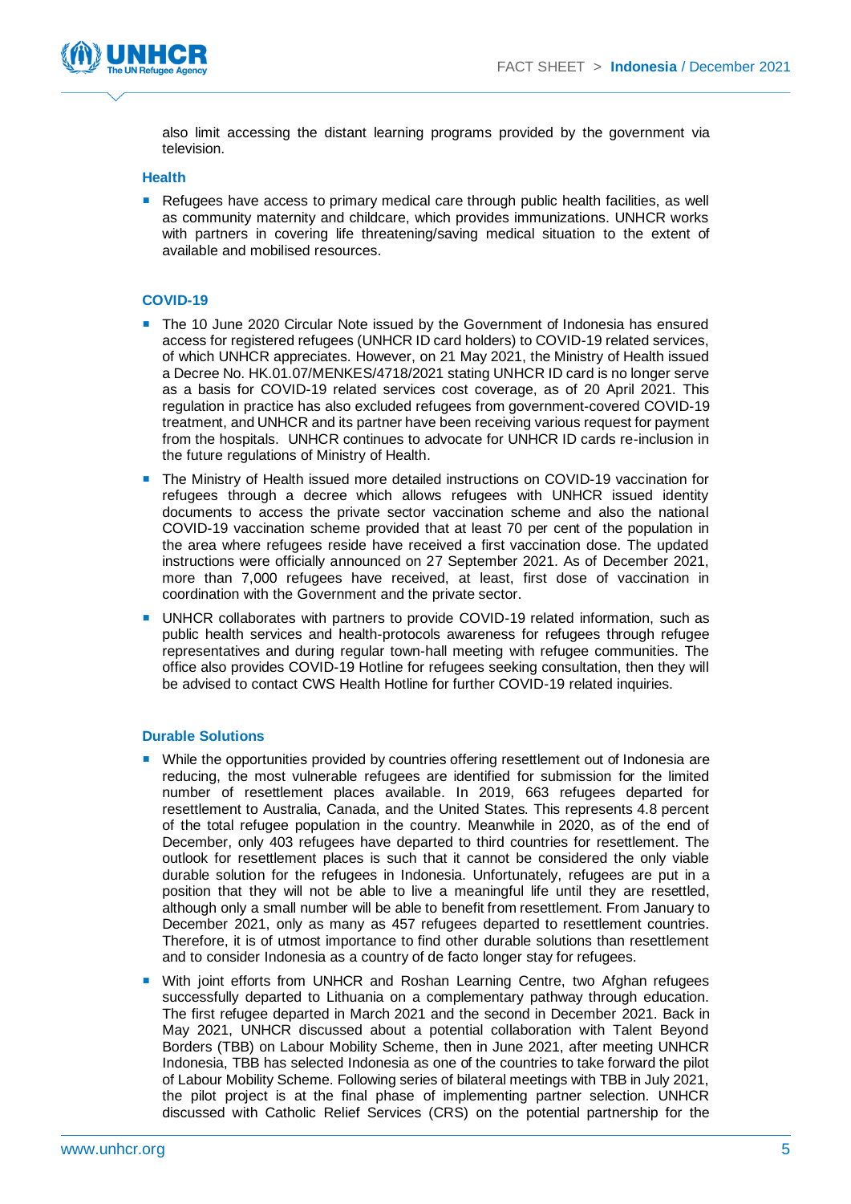also limit accessing the distant learning programs provided by the government via television.

### Health

- Refugees have access to primary medical care through public health facilities, as well as community maternity and childcare, which provides immunizations. UNHCR works with partners in covering life threatening/saving medical situation to the extent of available and mobilised resources.

### COVID-19

- The 10 June 2020 Circular Note issued by the Government of Indonesia has ensured access for registered refugees (UNHCR ID card holders) to COVID-19 related services, of which UNHCR appreciates. However, on 21 May 2021, the Ministry of Health issued a Decree No. HK.01.07/MENKES/4718/2021 stating UNHCR ID card is no longer serve as a basis for COVID-19 related services cost coverage, as of 20 April 2021. This regulation in practice has also excluded refugees from government-covered COVID-19 treatment, and UNHCR and its partner have been receiving various request for payment from the hospitals. UNHCR continues to advocate for UNHCR ID cards re-inclusion in the future regulations of Ministry of Health.
- The Ministry of Health issued more detailed instructions on COVID-19 vaccination for refugees through a decree which allows refugees with UNHCR issued identity documents to access the private sector vaccination scheme and also the national COVID-19 vaccination scheme provided that at least 70 per cent of the population in the area where refugees reside have received a first vaccination dose. The updated instructions were officially announced on 27 September 2021. As of December 2021, more than 7,000 refugees have received, at least, first dose of vaccination in coordination with the Government and the private sector.
- UNHCR collaborates with partners to provide COVID-19 related information, such as public health services and health-protocols awareness for refugees through refugee representatives and during regular town-hall meeting with refugee communities. The office also provides COVID-19 Hotline for refugees seeking consultation, then they will be advised to contact CWS Health Hotline for further COVID-19 related inquiries.

### Durable Solutions

- While the opportunities provided by countries offering resettlement out of Indonesia are reducing, the most vulnerable refugees are identified for submission for the limited number of resettlement places available. In 2019, 663 refugees departed for resettlement to Australia, Canada, and the United States. This represents 4.8 percent of the total refugee population in the country. Meanwhile in 2020, as of the end of December, only 403 refugees have departed to third countries for resettlement. The outlook for resettlement places is such that it cannot be considered the only viable durable solution for the refugees in Indonesia. Unfortunately, refugees are put in a position that they will not be able to live a meaningful life until they are resettled, although only a small number will be able to benefit from resettlement. From January to December 2021, only as many as 457 refugees departed to resettlement countries. Therefore, it is of utmost importance to find other durable solutions than resettlement and to consider Indonesia as a country of de facto longer stay for refugees.
- With joint efforts from UNHCR and Roshan Learning Centre, two Afghan refugees successfully departed to Lithuania on a complementary pathway through education. The first refugee departed in March 2021 and the second in December 2021. Back in May 2021, UNHCR discussed about a potential collaboration with Talent Beyond Borders (TBB) on Labour Mobility Scheme, then in June 2021, after meeting UNHCR Indonesia, TBB has selected Indonesia as one of the countries to take forward the pilot of Labour Mobility Scheme. Following series of bilateral meetings with TBB in July 2021, the pilot project is at the final phase of implementing partner selection. UNHCR discussed with Catholic Relief Services (CRS) on the potential partnership for the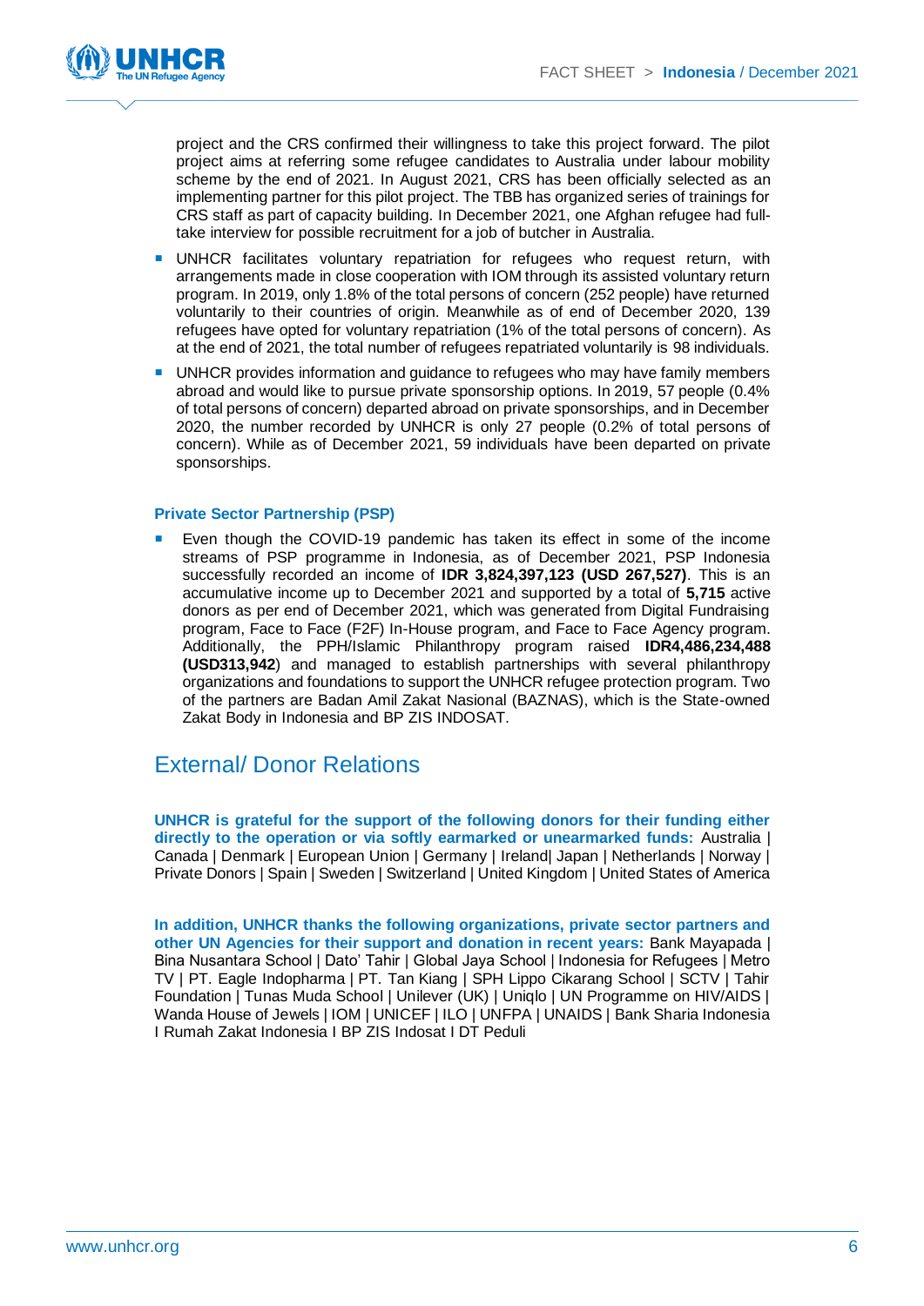project and the CRS confirmed their willingness to take this project forward. The pilot project aims at referring some refugee candidates to Australia under labour mobility scheme by the end of 2021. In August 2021, CRS has been officially selected as an implementing partner for this pilot project. The TBB has organized series of trainings for CRS staff as part of capacity building. In December 2021, one Afghan refugee had full-take interview for possible recruitment for a job of butcher in Australia.

- UNHCR facilitates voluntary repatriation for refugees who request return, with arrangements made in close cooperation with IOM through its assisted voluntary return program. In 2019, only 1.8% of the total persons of concern (252 people) have returned voluntarily to their countries of origin. Meanwhile as of end of December 2020, 139 refugees have opted for voluntary repatriation (1% of the total persons of concern). As at the end of 2021, the total number of refugees repatriated voluntarily is 98 individuals.
- UNHCR provides information and guidance to refugees who may have family members abroad and would like to pursue private sponsorship options. In 2019, 57 people (0.4% of total persons of concern) departed abroad on private sponsorships, and in December 2020, the number recorded by UNHCR is only 27 people (0.2% of total persons of concern). While as of December 2021, 59 individuals have been departed on private sponsorships.

**Private Sector Partnership (PSP)**

- Even though the COVID-19 pandemic has taken its effect in some of the income streams of PSP programme in Indonesia, as of December 2021, PSP Indonesia successfully recorded an income of **IDR 3,824,397,123 (USD 267,527)**. This is an accumulative income up to December 2021 and supported by a total of **5,715** active donors as per end of December 2021, which was generated from Digital Fundraising program, Face to Face (F2F) In-House program, and Face to Face Agency program. Additionally, the PPH/Islamic Philanthropy program raised **IDR4,486,234,488 (USD313,942**) and managed to establish partnerships with several philanthropy organizations and foundations to support the UNHCR refugee protection program. Two of the partners are Badan Amil Zakat Nasional (BAZNAS), which is the State-owned Zakat Body in Indonesia and BP ZIS INDOSAT.

## External/ Donor Relations

**UNHCR is grateful for the support of the following donors for their funding either directly to the operation or via softly earmarked or unearmarked funds:** Australia | Canada | Denmark | European Union | Germany | Ireland| Japan | Netherlands | Norway | Private Donors | Spain | Sweden | Switzerland | United Kingdom | United States of America

**In addition, UNHCR thanks the following organizations, private sector partners and other UN Agencies for their support and donation in recent years:** Bank Mayapada | Bina Nusantara School | Dato' Tahir | Global Jaya School | Indonesia for Refugees | Metro TV | PT. Eagle Indopharma | PT. Tan Kiang | SPH Lippo Cikarang School | SCTV | Tahir Foundation | Tunas Muda School | Unilever (UK) | Uniqlo | UN Programme on HIV/AIDS | Wanda House of Jewels | IOM | UNICEF | ILO | UNFPA | UNAIDS | Bank Sharia Indonesia I Rumah Zakat Indonesia I BP ZIS Indosat I DT Peduli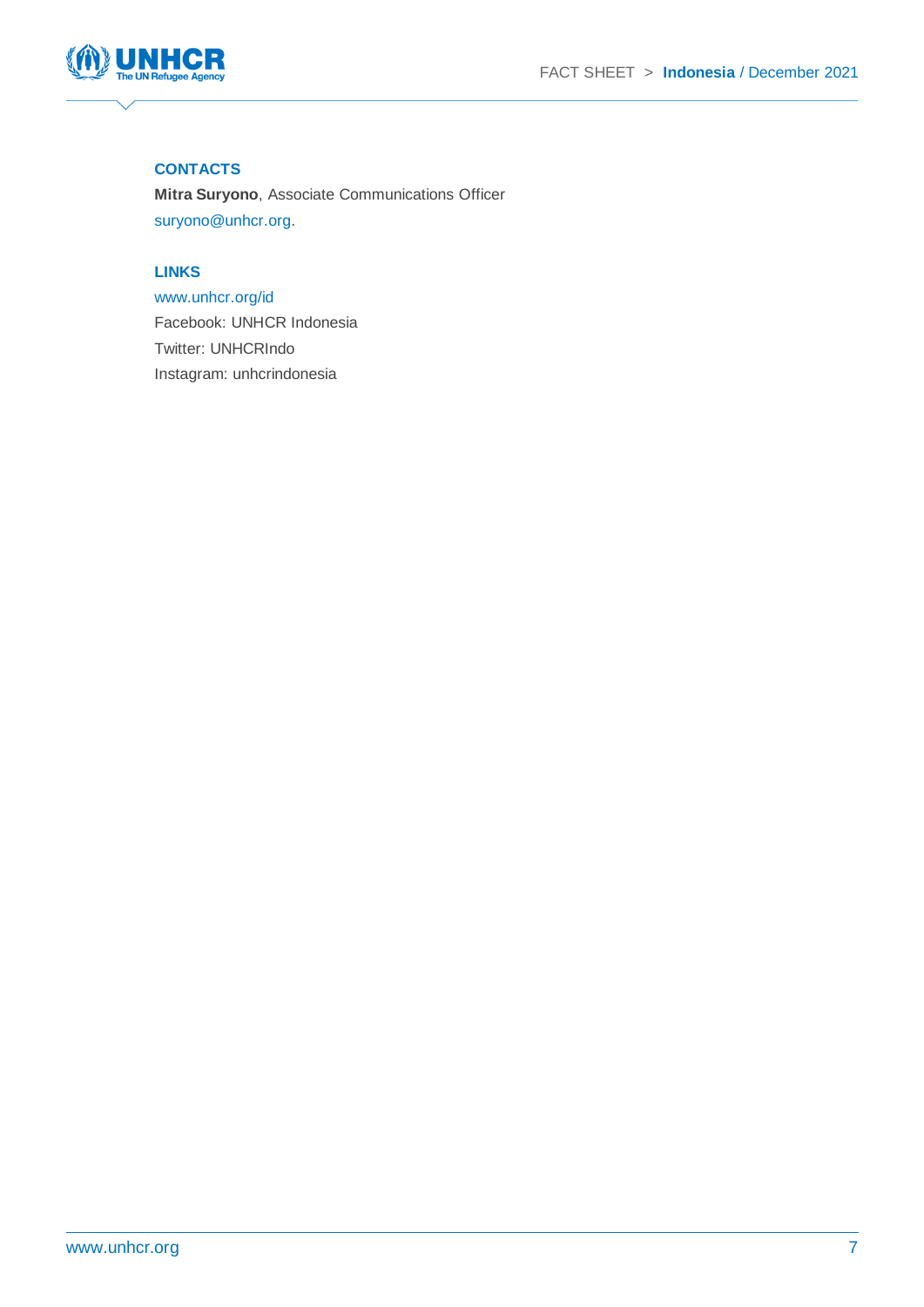## CONTACTS

**Mitra Suryono**, Associate Communications Officer
suryono@unhcr.org.

## LINKS

www.unhcr.org/id
Facebook: UNHCR Indonesia
Twitter: UNHCRIndo
Instagram: unhcrindonesia